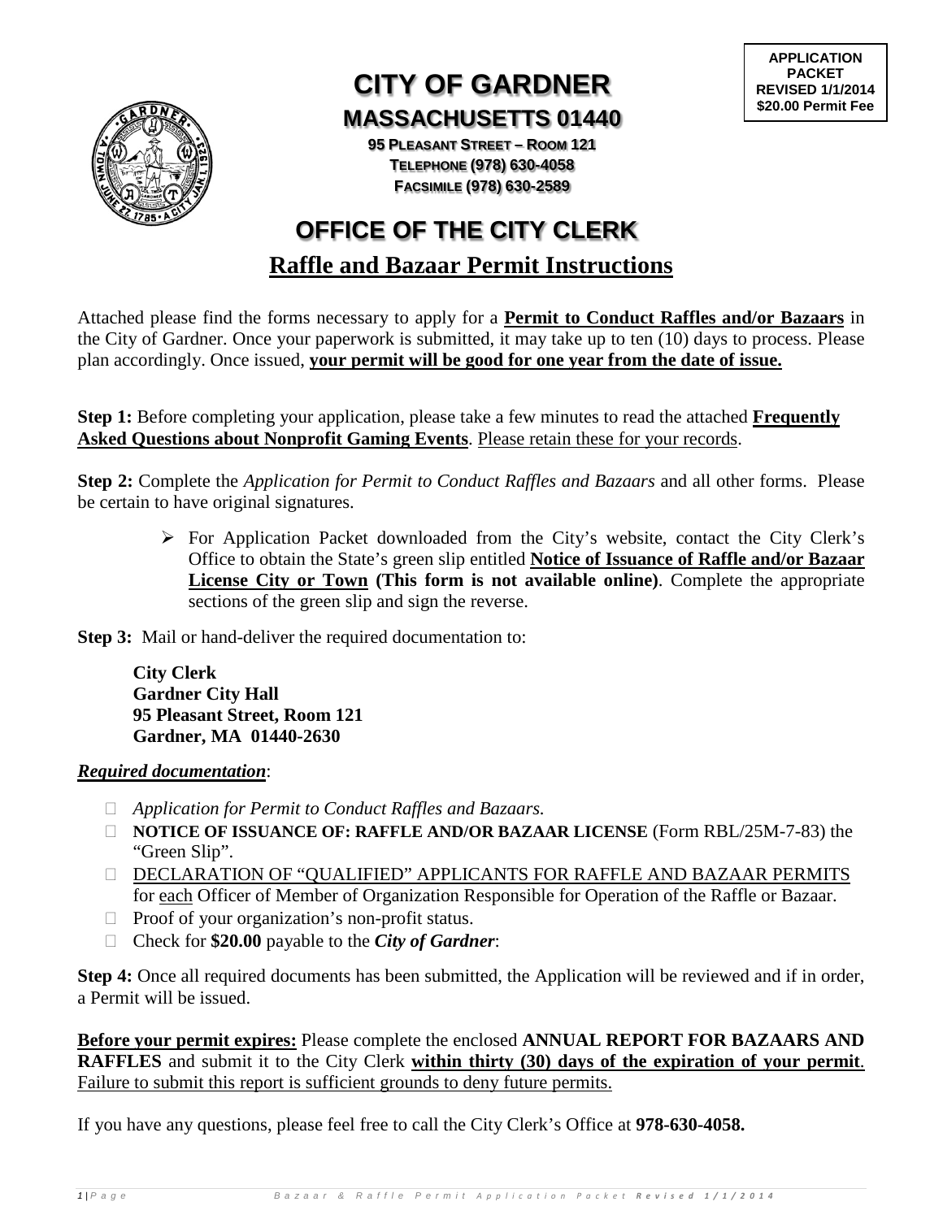**APPLICATION PACKET**
**REVISED 1/1/2014**
**$20.00 Permit Fee**

# CITY OF GARDNER

## MASSACHUSETTS 01440

**95 PLEASANT STREET – ROOM 121**
**TELEPHONE (978) 630-4058**
**FACSIMILE (978) 630-2589**

# OFFICE OF THE CITY CLERK

## Raffle and Bazaar Permit Instructions

Attached please find the forms necessary to apply for a **Permit to Conduct Raffles and/or Bazaars** in the City of Gardner. Once your paperwork is submitted, it may take up to ten (10) days to process. Please plan accordingly. Once issued, **your permit will be good for one year from the date of issue.**

**Step 1:** Before completing your application, please take a few minutes to read the attached **Frequently Asked Questions about Nonprofit Gaming Events**. Please retain these for your records.

**Step 2:** Complete the *Application for Permit to Conduct Raffles and Bazaars* and all other forms. Please be certain to have original signatures.

- For Application Packet downloaded from the City's website, contact the City Clerk's Office to obtain the State's green slip entitled **Notice of Issuance of Raffle and/or Bazaar License City or Town (This form is not available online)**. Complete the appropriate sections of the green slip and sign the reverse.

**Step 3:** Mail or hand-deliver the required documentation to:

**City Clerk**
**Gardner City Hall**
**95 Pleasant Street, Room 121**
**Gardner, MA 01440-2630**

***Required documentation***:

- *Application for Permit to Conduct Raffles and Bazaars.*
- **NOTICE OF ISSUANCE OF: RAFFLE AND/OR BAZAAR LICENSE** (Form RBL/25M-7-83) the "Green Slip".
- DECLARATION OF "QUALIFIED" APPLICANTS FOR RAFFLE AND BAZAAR PERMITS for each Officer of Member of Organization Responsible for Operation of the Raffle or Bazaar.
- Proof of your organization's non-profit status.
- Check for **$20.00** payable to the ***City of Gardner***:

**Step 4:** Once all required documents has been submitted, the Application will be reviewed and if in order, a Permit will be issued.

**Before your permit expires:** Please complete the enclosed **ANNUAL REPORT FOR BAZAARS AND RAFFLES** and submit it to the City Clerk **within thirty (30) days of the expiration of your permit**. Failure to submit this report is sufficient grounds to deny future permits.

If you have any questions, please feel free to call the City Clerk's Office at **978-630-4058.**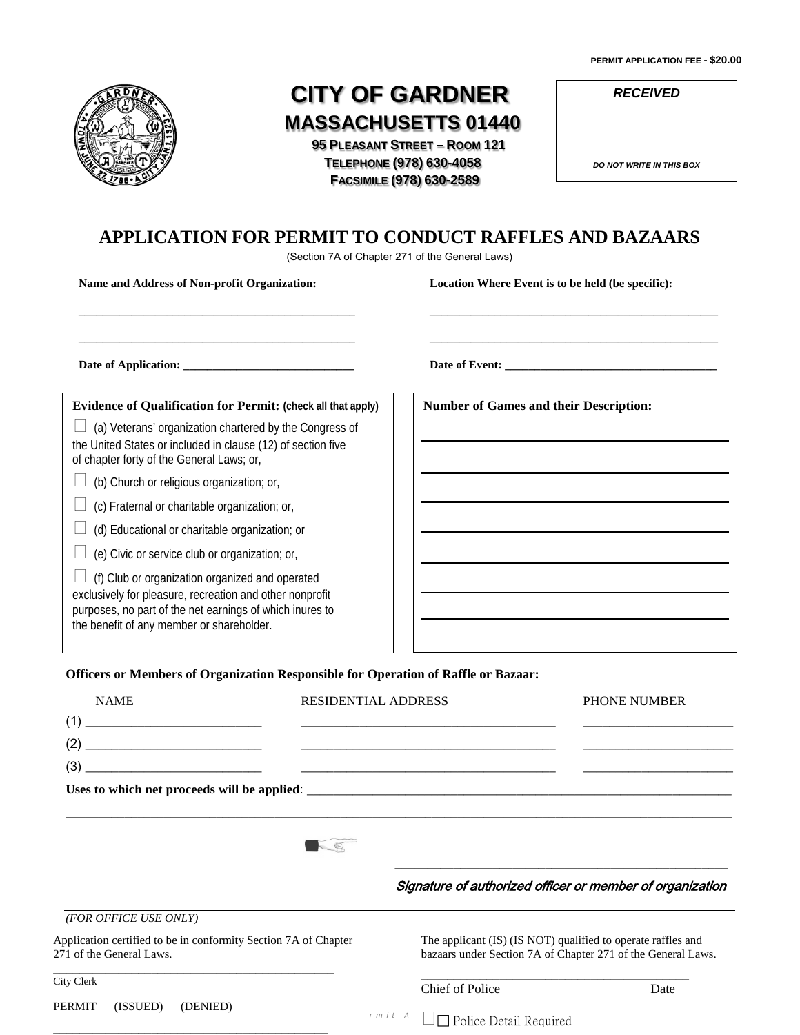PERMIT APPLICATION FEE - $20.00

# CITY OF GARDNER
## MASSACHUSETTS 01440

95 PLEASANT STREET – ROOM 121
TELEPHONE (978) 630-4058
FACSIMILE (978) 630-2589

*RECEIVED*

*DO NOT WRITE IN THIS BOX*

## APPLICATION FOR PERMIT TO CONDUCT RAFFLES AND BAZAARS

(Section 7A of Chapter 271 of the General Laws)

**Name and Address of Non-profit Organization:** ______________________________________________

______________________________________________

**Location Where Event is to be held (be specific):** ______________________________________________

______________________________________________

**Date of Application:** ____________________________

**Date of Event:** ___________________________________

**Evidence of Qualification for Permit: (check all that apply)**

☐ (a) Veterans' organization chartered by the Congress of the United States or included in clause (12) of section five of chapter forty of the General Laws; or,

☐ (b) Church or religious organization; or,

☐ (c) Fraternal or charitable organization; or,

☐ (d) Educational or charitable organization; or

☐ (e) Civic or service club or organization; or,

☐ (f) Club or organization organized and operated exclusively for pleasure, recreation and other nonprofit purposes, no part of the net earnings of which inures to the benefit of any member or shareholder.

**Number of Games and their Description:**

______________________________________________

______________________________________________

______________________________________________

______________________________________________

______________________________________________

______________________________________________

______________________________________________

**Officers or Members of Organization Responsible for Operation of Raffle or Bazaar:**

| NAME | RESIDENTIAL ADDRESS | PHONE NUMBER |
|---|---|---|
| (1) ______________________ | ______________________________________ | ______________________ |
| (2) ______________________ | ______________________________________ | ______________________ |
| (3) ______________________ | ______________________________________ | ______________________ |

**Uses to which net proceeds will be applied**: ______________________________________________________________

______________________________________________________________________________________________

______________________________________________

*Signature of authorized officer or member of organization*

*(FOR OFFICE USE ONLY)*

Application certified to be in conformity Section 7A of Chapter 271 of the General Laws.

______________________________________________
City Clerk

PERMIT (ISSUED) (DENIED)

______________________________________________

The applicant (IS) (IS NOT) qualified to operate raffles and bazaars under Section 7A of Chapter 271 of the General Laws.

______________________________________________
Chief of Police Date

☐ Police Detail Required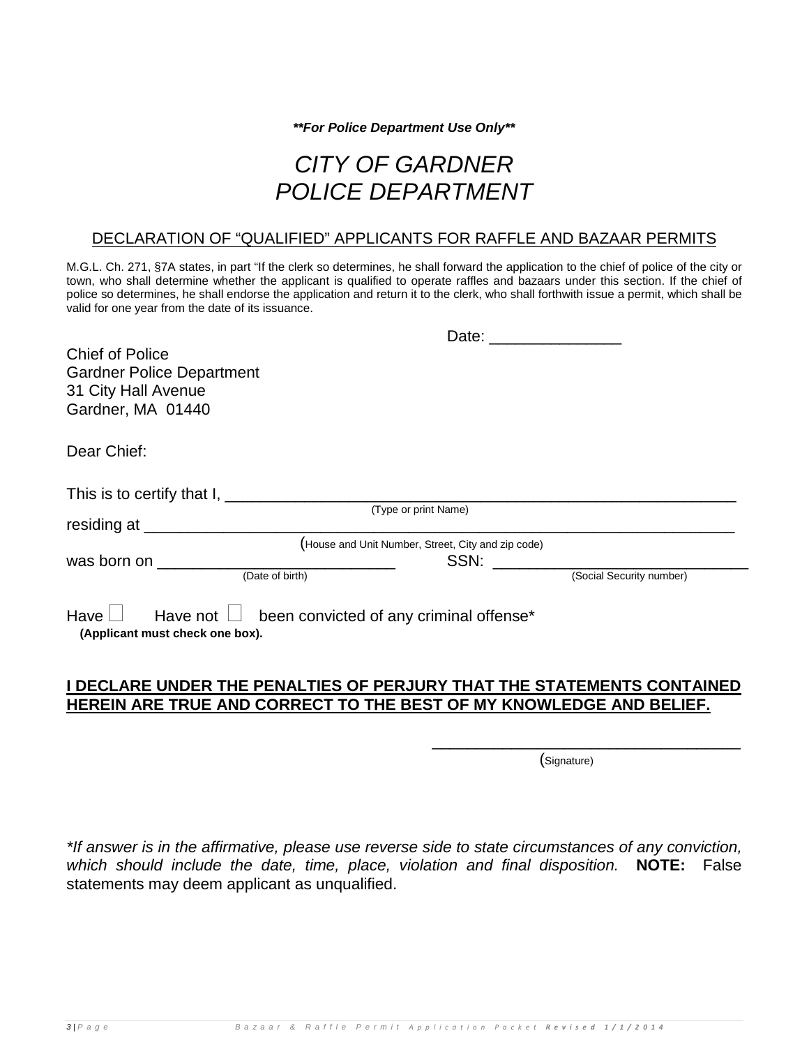***For Police Department Use Only***

# *CITY OF GARDNER*
# *POLICE DEPARTMENT*

## DECLARATION OF "QUALIFIED" APPLICANTS FOR RAFFLE AND BAZAAR PERMITS

M.G.L. Ch. 271, §7A states, in part "If the clerk so determines, he shall forward the application to the chief of police of the city or town, who shall determine whether the applicant is qualified to operate raffles and bazaars under this section. If the chief of police so determines, he shall endorse the application and return it to the clerk, who shall forthwith issue a permit, which shall be valid for one year from the date of its issuance.

Date: _______________

Chief of Police
Gardner Police Department
31 City Hall Avenue
Gardner, MA 01440

Dear Chief:

This is to certify that I, ____________________________________________________________
(Type or print Name)

residing at _______________________________________________________________________
(House and Unit Number, Street, City and zip code)

was born on ___________________________ SSN: ______________________________
(Date of birth) (Social Security number)

Have ☐ Have not ☐ been convicted of any criminal offense*
**(Applicant must check one box).**

**I DECLARE UNDER THE PENALTIES OF PERJURY THAT THE STATEMENTS CONTAINED HEREIN ARE TRUE AND CORRECT TO THE BEST OF MY KNOWLEDGE AND BELIEF.**

___________________________________
(Signature)

**If answer is in the affirmative, please use reverse side to state circumstances of any conviction, which should include the date, time, place, violation and final disposition.* **NOTE:** False statements may deem applicant as unqualified.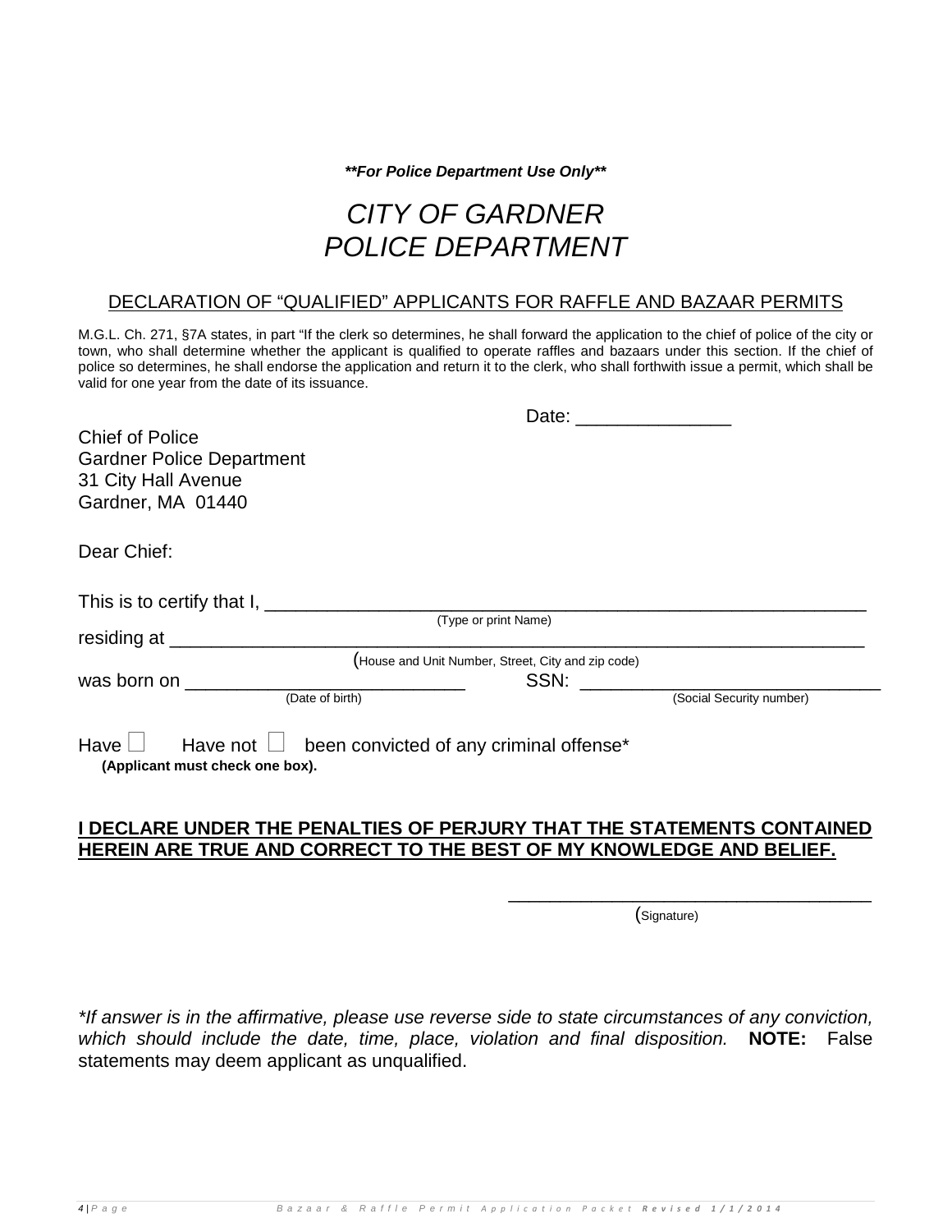***For Police Department Use Only***

# *CITY OF GARDNER*
# *POLICE DEPARTMENT*

## DECLARATION OF "QUALIFIED" APPLICANTS FOR RAFFLE AND BAZAAR PERMITS

M.G.L. Ch. 271, §7A states, in part "If the clerk so determines, he shall forward the application to the chief of police of the city or town, who shall determine whether the applicant is qualified to operate raffles and bazaars under this section. If the chief of police so determines, he shall endorse the application and return it to the clerk, who shall forthwith issue a permit, which shall be valid for one year from the date of its issuance.

Date: _______________

Chief of Police
Gardner Police Department
31 City Hall Avenue
Gardner, MA 01440

Dear Chief:

This is to certify that I, ___________________________________________________________
(Type or print Name)

residing at __________________________________________________________________
(House and Unit Number, Street, City and zip code)

was born on ___________________________ SSN: _____________________________
(Date of birth) (Social Security number)

Have ☐ Have not ☐ been convicted of any criminal offense*
**(Applicant must check one box).**

**I DECLARE UNDER THE PENALTIES OF PERJURY THAT THE STATEMENTS CONTAINED HEREIN ARE TRUE AND CORRECT TO THE BEST OF MY KNOWLEDGE AND BELIEF.**

___________________________________
(Signature)

**If answer is in the affirmative, please use reverse side to state circumstances of any conviction, which should include the date, time, place, violation and final disposition.* **NOTE:** False statements may deem applicant as unqualified.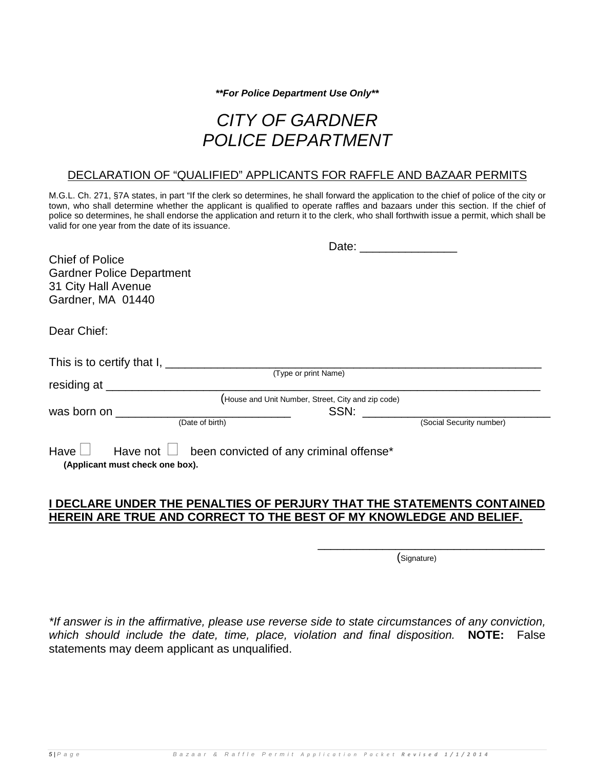***For Police Department Use Only***

# *CITY OF GARDNER*
# *POLICE DEPARTMENT*

## DECLARATION OF "QUALIFIED" APPLICANTS FOR RAFFLE AND BAZAAR PERMITS

M.G.L. Ch. 271, §7A states, in part "If the clerk so determines, he shall forward the application to the chief of police of the city or town, who shall determine whether the applicant is qualified to operate raffles and bazaars under this section. If the chief of police so determines, he shall endorse the application and return it to the clerk, who shall forthwith issue a permit, which shall be valid for one year from the date of its issuance.

Date: _______________

Chief of Police
Gardner Police Department
31 City Hall Avenue
Gardner, MA 01440

Dear Chief:

This is to certify that I, ____________________________________________________________
(Type or print Name)

residing at __________________________________________________________________
(House and Unit Number, Street, City and zip code)

was born on ___________________________ SSN: ______________________________
(Date of birth) (Social Security number)

Have ☐ Have not ☐ been convicted of any criminal offense*
**(Applicant must check one box).**

**I DECLARE UNDER THE PENALTIES OF PERJURY THAT THE STATEMENTS CONTAINED HEREIN ARE TRUE AND CORRECT TO THE BEST OF MY KNOWLEDGE AND BELIEF.**

___________________________________
(Signature)

**If answer is in the affirmative, please use reverse side to state circumstances of any conviction, which should include the date, time, place, violation and final disposition.* **NOTE:** False statements may deem applicant as unqualified.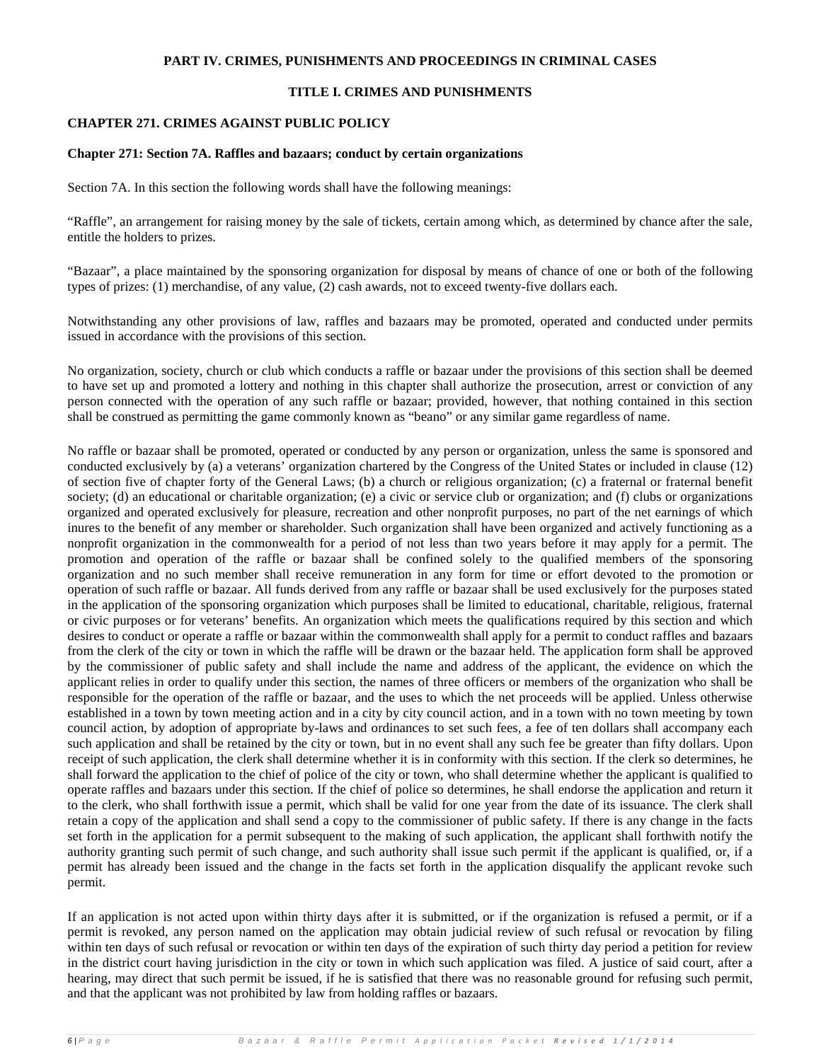**PART IV. CRIMES, PUNISHMENTS AND PROCEEDINGS IN CRIMINAL CASES**

**TITLE I. CRIMES AND PUNISHMENTS**

### CHAPTER 271. CRIMES AGAINST PUBLIC POLICY

#### Chapter 271: Section 7A. Raffles and bazaars; conduct by certain organizations

Section 7A. In this section the following words shall have the following meanings:

"Raffle", an arrangement for raising money by the sale of tickets, certain among which, as determined by chance after the sale, entitle the holders to prizes.

"Bazaar", a place maintained by the sponsoring organization for disposal by means of chance of one or both of the following types of prizes: (1) merchandise, of any value, (2) cash awards, not to exceed twenty-five dollars each.

Notwithstanding any other provisions of law, raffles and bazaars may be promoted, operated and conducted under permits issued in accordance with the provisions of this section.

No organization, society, church or club which conducts a raffle or bazaar under the provisions of this section shall be deemed to have set up and promoted a lottery and nothing in this chapter shall authorize the prosecution, arrest or conviction of any person connected with the operation of any such raffle or bazaar; provided, however, that nothing contained in this section shall be construed as permitting the game commonly known as "beano" or any similar game regardless of name.

No raffle or bazaar shall be promoted, operated or conducted by any person or organization, unless the same is sponsored and conducted exclusively by (a) a veterans' organization chartered by the Congress of the United States or included in clause (12) of section five of chapter forty of the General Laws; (b) a church or religious organization; (c) a fraternal or fraternal benefit society; (d) an educational or charitable organization; (e) a civic or service club or organization; and (f) clubs or organizations organized and operated exclusively for pleasure, recreation and other nonprofit purposes, no part of the net earnings of which inures to the benefit of any member or shareholder. Such organization shall have been organized and actively functioning as a nonprofit organization in the commonwealth for a period of not less than two years before it may apply for a permit. The promotion and operation of the raffle or bazaar shall be confined solely to the qualified members of the sponsoring organization and no such member shall receive remuneration in any form for time or effort devoted to the promotion or operation of such raffle or bazaar. All funds derived from any raffle or bazaar shall be used exclusively for the purposes stated in the application of the sponsoring organization which purposes shall be limited to educational, charitable, religious, fraternal or civic purposes or for veterans' benefits. An organization which meets the qualifications required by this section and which desires to conduct or operate a raffle or bazaar within the commonwealth shall apply for a permit to conduct raffles and bazaars from the clerk of the city or town in which the raffle will be drawn or the bazaar held. The application form shall be approved by the commissioner of public safety and shall include the name and address of the applicant, the evidence on which the applicant relies in order to qualify under this section, the names of three officers or members of the organization who shall be responsible for the operation of the raffle or bazaar, and the uses to which the net proceeds will be applied. Unless otherwise established in a town by town meeting action and in a city by city council action, and in a town with no town meeting by town council action, by adoption of appropriate by-laws and ordinances to set such fees, a fee of ten dollars shall accompany each such application and shall be retained by the city or town, but in no event shall any such fee be greater than fifty dollars. Upon receipt of such application, the clerk shall determine whether it is in conformity with this section. If the clerk so determines, he shall forward the application to the chief of police of the city or town, who shall determine whether the applicant is qualified to operate raffles and bazaars under this section. If the chief of police so determines, he shall endorse the application and return it to the clerk, who shall forthwith issue a permit, which shall be valid for one year from the date of its issuance. The clerk shall retain a copy of the application and shall send a copy to the commissioner of public safety. If there is any change in the facts set forth in the application for a permit subsequent to the making of such application, the applicant shall forthwith notify the authority granting such permit of such change, and such authority shall issue such permit if the applicant is qualified, or, if a permit has already been issued and the change in the facts set forth in the application disqualify the applicant revoke such permit.

If an application is not acted upon within thirty days after it is submitted, or if the organization is refused a permit, or if a permit is revoked, any person named on the application may obtain judicial review of such refusal or revocation by filing within ten days of such refusal or revocation or within ten days of the expiration of such thirty day period a petition for review in the district court having jurisdiction in the city or town in which such application was filed. A justice of said court, after a hearing, may direct that such permit be issued, if he is satisfied that there was no reasonable ground for refusing such permit, and that the applicant was not prohibited by law from holding raffles or bazaars.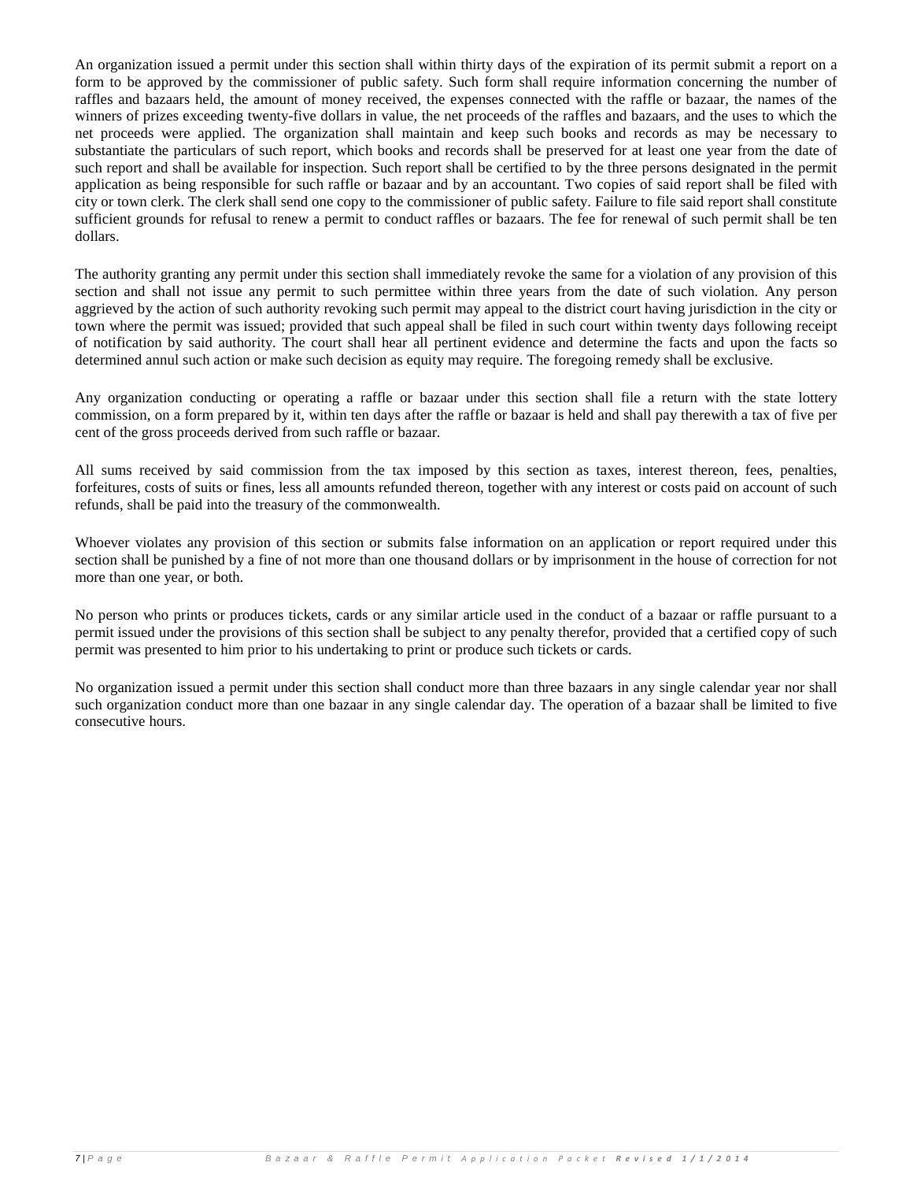An organization issued a permit under this section shall within thirty days of the expiration of its permit submit a report on a form to be approved by the commissioner of public safety. Such form shall require information concerning the number of raffles and bazaars held, the amount of money received, the expenses connected with the raffle or bazaar, the names of the winners of prizes exceeding twenty-five dollars in value, the net proceeds of the raffles and bazaars, and the uses to which the net proceeds were applied. The organization shall maintain and keep such books and records as may be necessary to substantiate the particulars of such report, which books and records shall be preserved for at least one year from the date of such report and shall be available for inspection. Such report shall be certified to by the three persons designated in the permit application as being responsible for such raffle or bazaar and by an accountant. Two copies of said report shall be filed with city or town clerk. The clerk shall send one copy to the commissioner of public safety. Failure to file said report shall constitute sufficient grounds for refusal to renew a permit to conduct raffles or bazaars. The fee for renewal of such permit shall be ten dollars.

The authority granting any permit under this section shall immediately revoke the same for a violation of any provision of this section and shall not issue any permit to such permittee within three years from the date of such violation. Any person aggrieved by the action of such authority revoking such permit may appeal to the district court having jurisdiction in the city or town where the permit was issued; provided that such appeal shall be filed in such court within twenty days following receipt of notification by said authority. The court shall hear all pertinent evidence and determine the facts and upon the facts so determined annul such action or make such decision as equity may require. The foregoing remedy shall be exclusive.

Any organization conducting or operating a raffle or bazaar under this section shall file a return with the state lottery commission, on a form prepared by it, within ten days after the raffle or bazaar is held and shall pay therewith a tax of five per cent of the gross proceeds derived from such raffle or bazaar.

All sums received by said commission from the tax imposed by this section as taxes, interest thereon, fees, penalties, forfeitures, costs of suits or fines, less all amounts refunded thereon, together with any interest or costs paid on account of such refunds, shall be paid into the treasury of the commonwealth.

Whoever violates any provision of this section or submits false information on an application or report required under this section shall be punished by a fine of not more than one thousand dollars or by imprisonment in the house of correction for not more than one year, or both.

No person who prints or produces tickets, cards or any similar article used in the conduct of a bazaar or raffle pursuant to a permit issued under the provisions of this section shall be subject to any penalty therefor, provided that a certified copy of such permit was presented to him prior to his undertaking to print or produce such tickets or cards.

No organization issued a permit under this section shall conduct more than three bazaars in any single calendar year nor shall such organization conduct more than one bazaar in any single calendar day. The operation of a bazaar shall be limited to five consecutive hours.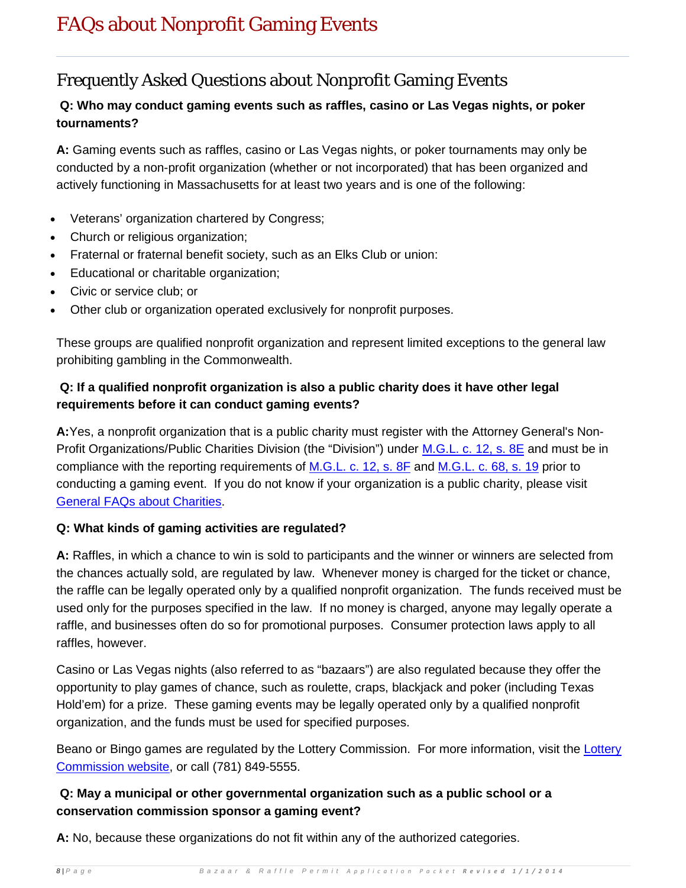# FAQs about Nonprofit Gaming Events

## Frequently Asked Questions about Nonprofit Gaming Events

**Q: Who may conduct gaming events such as raffles, casino or Las Vegas nights, or poker tournaments?**

**A:** Gaming events such as raffles, casino or Las Vegas nights, or poker tournaments may only be conducted by a non-profit organization (whether or not incorporated) that has been organized and actively functioning in Massachusetts for at least two years and is one of the following:

- Veterans' organization chartered by Congress;
- Church or religious organization;
- Fraternal or fraternal benefit society, such as an Elks Club or union:
- Educational or charitable organization;
- Civic or service club; or
- Other club or organization operated exclusively for nonprofit purposes.

These groups are qualified nonprofit organization and represent limited exceptions to the general law prohibiting gambling in the Commonwealth.

**Q: If a qualified nonprofit organization is also a public charity does it have other legal requirements before it can conduct gaming events?**

**A:**Yes, a nonprofit organization that is a public charity must register with the Attorney General's Non-Profit Organizations/Public Charities Division (the "Division") under M.G.L. c. 12, s. 8E and must be in compliance with the reporting requirements of M.G.L. c. 12, s. 8F and M.G.L. c. 68, s. 19 prior to conducting a gaming event. If you do not know if your organization is a public charity, please visit General FAQs about Charities.

**Q: What kinds of gaming activities are regulated?**

**A:** Raffles, in which a chance to win is sold to participants and the winner or winners are selected from the chances actually sold, are regulated by law. Whenever money is charged for the ticket or chance, the raffle can be legally operated only by a qualified nonprofit organization. The funds received must be used only for the purposes specified in the law. If no money is charged, anyone may legally operate a raffle, and businesses often do so for promotional purposes. Consumer protection laws apply to all raffles, however.

Casino or Las Vegas nights (also referred to as "bazaars") are also regulated because they offer the opportunity to play games of chance, such as roulette, craps, blackjack and poker (including Texas Hold'em) for a prize. These gaming events may be legally operated only by a qualified nonprofit organization, and the funds must be used for specified purposes.

Beano or Bingo games are regulated by the Lottery Commission. For more information, visit the Lottery Commission website, or call (781) 849-5555.

**Q: May a municipal or other governmental organization such as a public school or a conservation commission sponsor a gaming event?**

**A:** No, because these organizations do not fit within any of the authorized categories.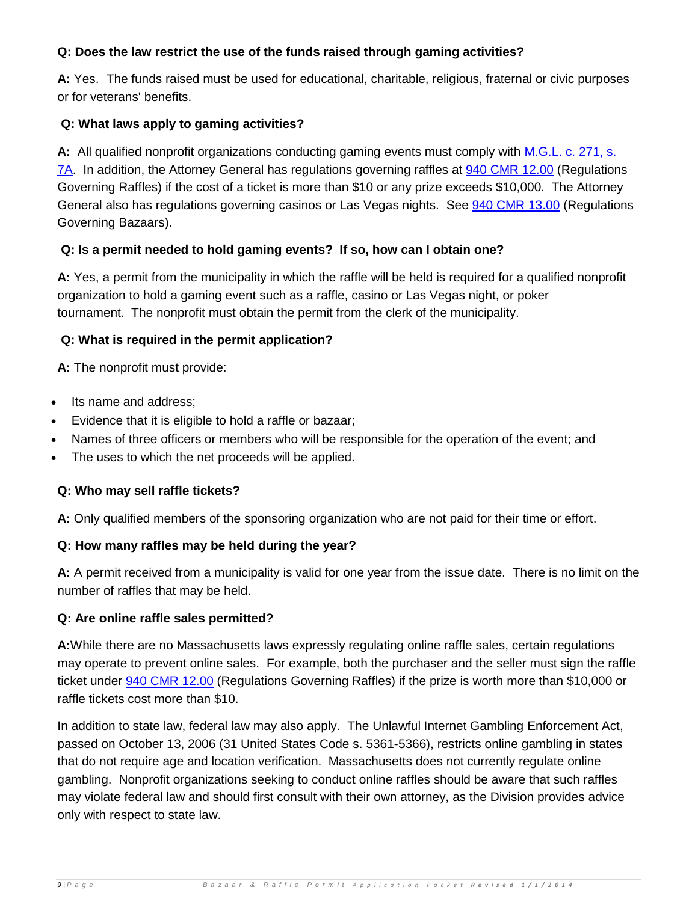**Q: Does the law restrict the use of the funds raised through gaming activities?**

**A:** Yes. The funds raised must be used for educational, charitable, religious, fraternal or civic purposes or for veterans' benefits.

**Q: What laws apply to gaming activities?**

**A:** All qualified nonprofit organizations conducting gaming events must comply with [M.G.L. c. 271, s. 7A](). In addition, the Attorney General has regulations governing raffles at [940 CMR 12.00]() (Regulations Governing Raffles) if the cost of a ticket is more than $10 or any prize exceeds $10,000. The Attorney General also has regulations governing casinos or Las Vegas nights. See [940 CMR 13.00]() (Regulations Governing Bazaars).

**Q: Is a permit needed to hold gaming events? If so, how can I obtain one?**

**A:** Yes, a permit from the municipality in which the raffle will be held is required for a qualified nonprofit organization to hold a gaming event such as a raffle, casino or Las Vegas night, or poker tournament. The nonprofit must obtain the permit from the clerk of the municipality.

**Q: What is required in the permit application?**

**A:** The nonprofit must provide:

- Its name and address;
- Evidence that it is eligible to hold a raffle or bazaar;
- Names of three officers or members who will be responsible for the operation of the event; and
- The uses to which the net proceeds will be applied.

**Q: Who may sell raffle tickets?**

**A:** Only qualified members of the sponsoring organization who are not paid for their time or effort.

**Q: How many raffles may be held during the year?**

**A:** A permit received from a municipality is valid for one year from the issue date. There is no limit on the number of raffles that may be held.

**Q: Are online raffle sales permitted?**

**A:**While there are no Massachusetts laws expressly regulating online raffle sales, certain regulations may operate to prevent online sales. For example, both the purchaser and the seller must sign the raffle ticket under [940 CMR 12.00]() (Regulations Governing Raffles) if the prize is worth more than $10,000 or raffle tickets cost more than $10.

In addition to state law, federal law may also apply. The Unlawful Internet Gambling Enforcement Act, passed on October 13, 2006 (31 United States Code s. 5361-5366), restricts online gambling in states that do not require age and location verification. Massachusetts does not currently regulate online gambling. Nonprofit organizations seeking to conduct online raffles should be aware that such raffles may violate federal law and should first consult with their own attorney, as the Division provides advice only with respect to state law.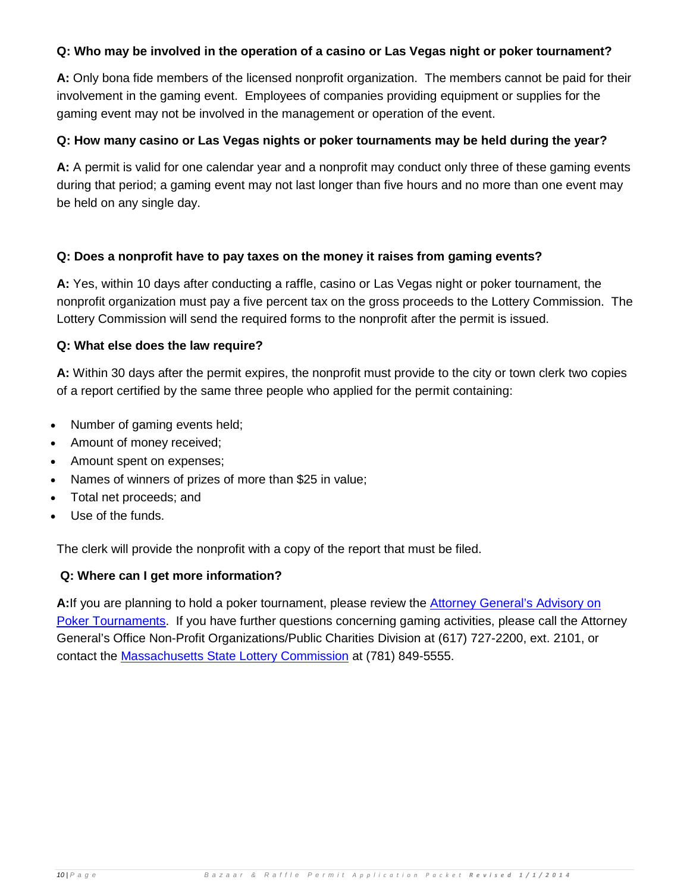**Q: Who may be involved in the operation of a casino or Las Vegas night or poker tournament?**

**A:** Only bona fide members of the licensed nonprofit organization. The members cannot be paid for their involvement in the gaming event. Employees of companies providing equipment or supplies for the gaming event may not be involved in the management or operation of the event.

**Q: How many casino or Las Vegas nights or poker tournaments may be held during the year?**

**A:** A permit is valid for one calendar year and a nonprofit may conduct only three of these gaming events during that period; a gaming event may not last longer than five hours and no more than one event may be held on any single day.

**Q: Does a nonprofit have to pay taxes on the money it raises from gaming events?**

**A:** Yes, within 10 days after conducting a raffle, casino or Las Vegas night or poker tournament, the nonprofit organization must pay a five percent tax on the gross proceeds to the Lottery Commission. The Lottery Commission will send the required forms to the nonprofit after the permit is issued.

**Q: What else does the law require?**

**A:** Within 30 days after the permit expires, the nonprofit must provide to the city or town clerk two copies of a report certified by the same three people who applied for the permit containing:

- Number of gaming events held;
- Amount of money received;
- Amount spent on expenses;
- Names of winners of prizes of more than $25 in value;
- Total net proceeds; and
- Use of the funds.

The clerk will provide the nonprofit with a copy of the report that must be filed.

**Q: Where can I get more information?**

**A:** If you are planning to hold a poker tournament, please review the Attorney General's Advisory on Poker Tournaments. If you have further questions concerning gaming activities, please call the Attorney General's Office Non-Profit Organizations/Public Charities Division at (617) 727-2200, ext. 2101, or contact the Massachusetts State Lottery Commission at (781) 849-5555.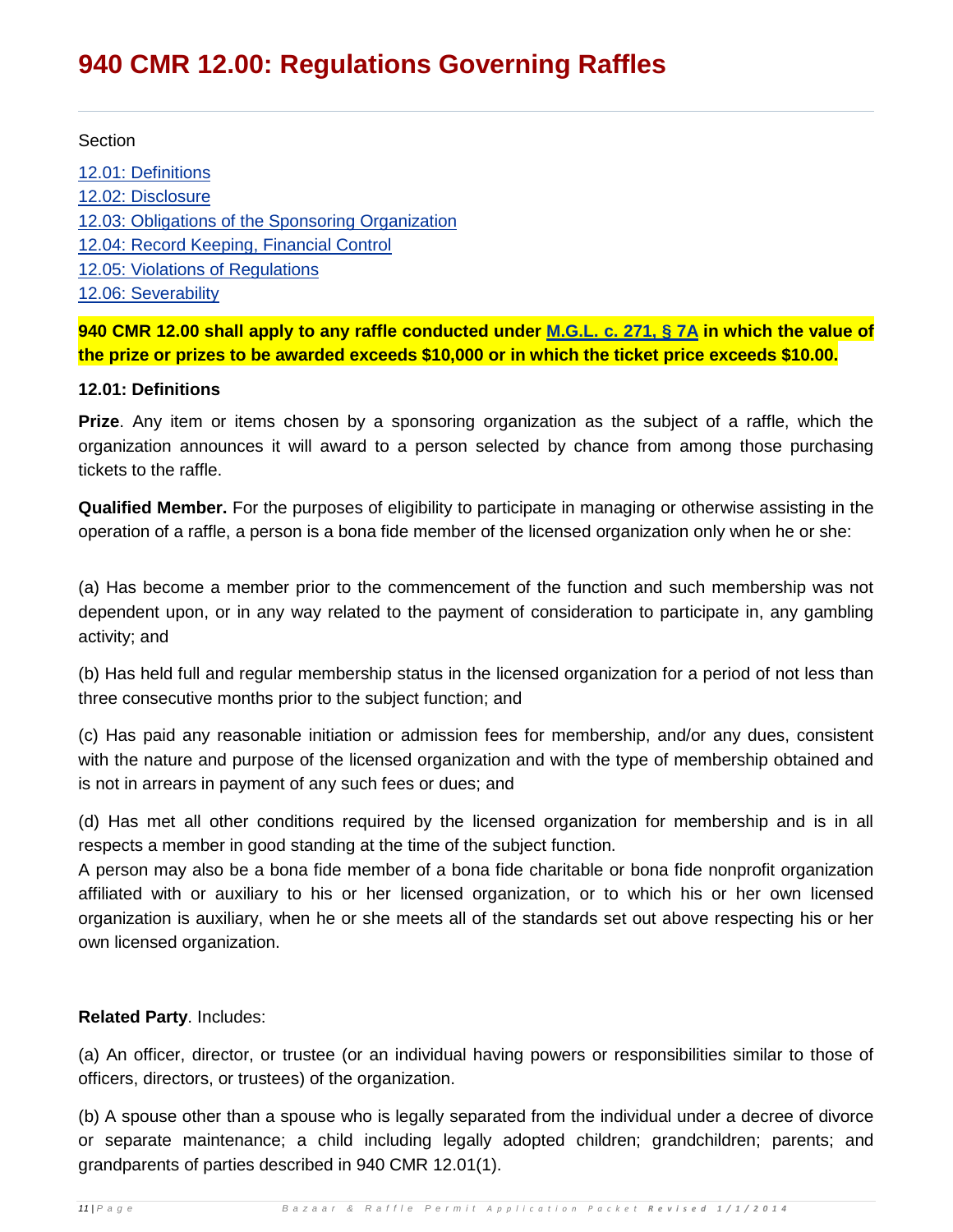# 940 CMR 12.00: Regulations Governing Raffles

Section

[12.01: Definitions](#)
[12.02: Disclosure](#)
[12.03: Obligations of the Sponsoring Organization](#)
[12.04: Record Keeping, Financial Control](#)
[12.05: Violations of Regulations](#)
[12.06: Severability](#)

**940 CMR 12.00 shall apply to any raffle conducted under [M.G.L. c. 271, § 7A](#) in which the value of the prize or prizes to be awarded exceeds $10,000 or in which the ticket price exceeds $10.00.**

### 12.01: Definitions

**Prize**. Any item or items chosen by a sponsoring organization as the subject of a raffle, which the organization announces it will award to a person selected by chance from among those purchasing tickets to the raffle.

**Qualified Member.** For the purposes of eligibility to participate in managing or otherwise assisting in the operation of a raffle, a person is a bona fide member of the licensed organization only when he or she:

(a) Has become a member prior to the commencement of the function and such membership was not dependent upon, or in any way related to the payment of consideration to participate in, any gambling activity; and

(b) Has held full and regular membership status in the licensed organization for a period of not less than three consecutive months prior to the subject function; and

(c) Has paid any reasonable initiation or admission fees for membership, and/or any dues, consistent with the nature and purpose of the licensed organization and with the type of membership obtained and is not in arrears in payment of any such fees or dues; and

(d) Has met all other conditions required by the licensed organization for membership and is in all respects a member in good standing at the time of the subject function.
A person may also be a bona fide member of a bona fide charitable or bona fide nonprofit organization affiliated with or auxiliary to his or her licensed organization, or to which his or her own licensed organization is auxiliary, when he or she meets all of the standards set out above respecting his or her own licensed organization.

**Related Party**. Includes:

(a) An officer, director, or trustee (or an individual having powers or responsibilities similar to those of officers, directors, or trustees) of the organization.

(b) A spouse other than a spouse who is legally separated from the individual under a decree of divorce or separate maintenance; a child including legally adopted children; grandchildren; parents; and grandparents of parties described in 940 CMR 12.01(1).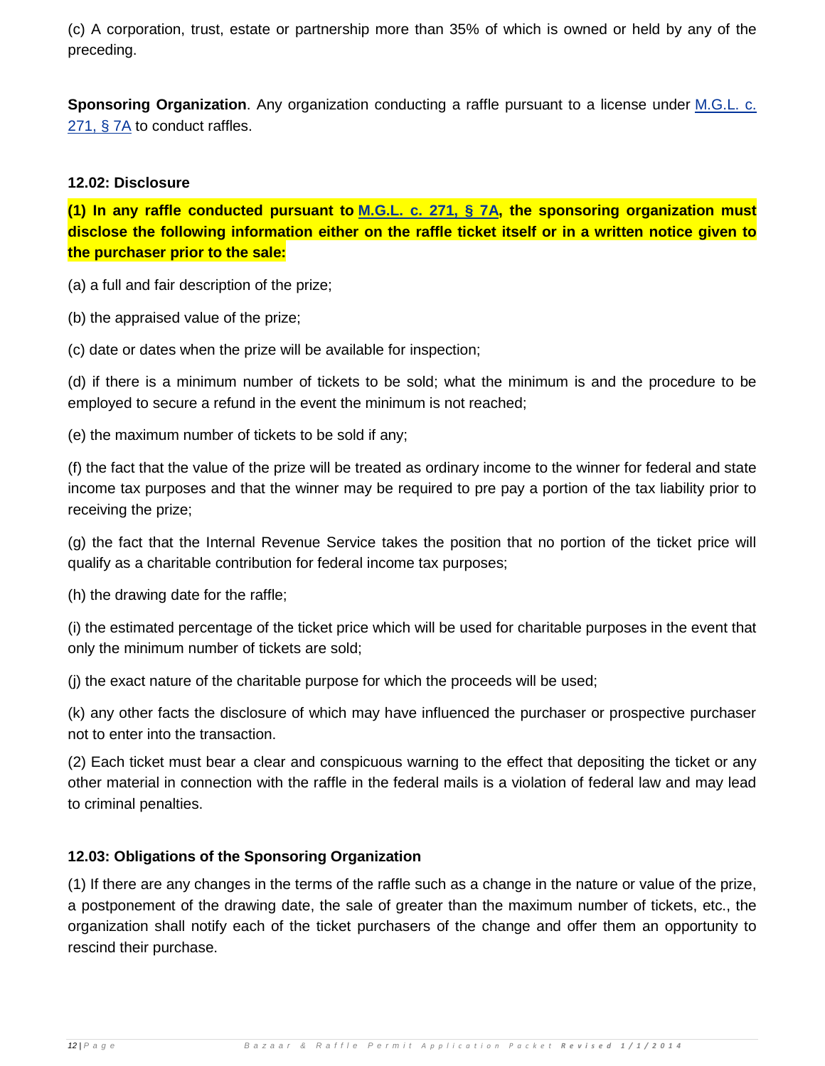(c) A corporation, trust, estate or partnership more than 35% of which is owned or held by any of the preceding.

**Sponsoring Organization**. Any organization conducting a raffle pursuant to a license under M.G.L. c. 271, § 7A to conduct raffles.

### 12.02: Disclosure

**(1) In any raffle conducted pursuant to M.G.L. c. 271, § 7A, the sponsoring organization must disclose the following information either on the raffle ticket itself or in a written notice given to the purchaser prior to the sale:**

(a) a full and fair description of the prize;

(b) the appraised value of the prize;

(c) date or dates when the prize will be available for inspection;

(d) if there is a minimum number of tickets to be sold; what the minimum is and the procedure to be employed to secure a refund in the event the minimum is not reached;

(e) the maximum number of tickets to be sold if any;

(f) the fact that the value of the prize will be treated as ordinary income to the winner for federal and state income tax purposes and that the winner may be required to pre pay a portion of the tax liability prior to receiving the prize;

(g) the fact that the Internal Revenue Service takes the position that no portion of the ticket price will qualify as a charitable contribution for federal income tax purposes;

(h) the drawing date for the raffle;

(i) the estimated percentage of the ticket price which will be used for charitable purposes in the event that only the minimum number of tickets are sold;

(j) the exact nature of the charitable purpose for which the proceeds will be used;

(k) any other facts the disclosure of which may have influenced the purchaser or prospective purchaser not to enter into the transaction.

(2) Each ticket must bear a clear and conspicuous warning to the effect that depositing the ticket or any other material in connection with the raffle in the federal mails is a violation of federal law and may lead to criminal penalties.

### 12.03: Obligations of the Sponsoring Organization

(1) If there are any changes in the terms of the raffle such as a change in the nature or value of the prize, a postponement of the drawing date, the sale of greater than the maximum number of tickets, etc., the organization shall notify each of the ticket purchasers of the change and offer them an opportunity to rescind their purchase.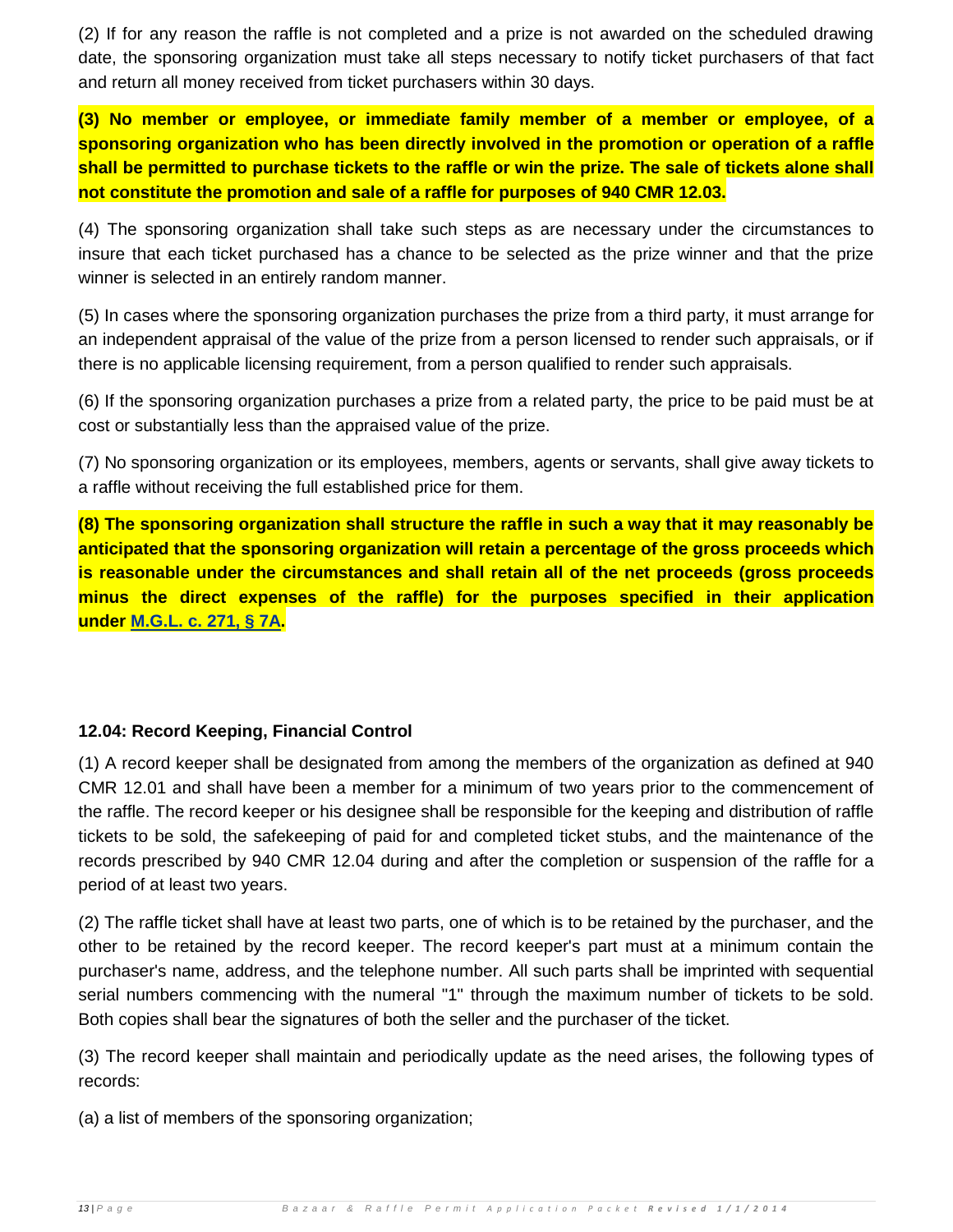(2) If for any reason the raffle is not completed and a prize is not awarded on the scheduled drawing date, the sponsoring organization must take all steps necessary to notify ticket purchasers of that fact and return all money received from ticket purchasers within 30 days.

**(3) No member or employee, or immediate family member of a member or employee, of a sponsoring organization who has been directly involved in the promotion or operation of a raffle shall be permitted to purchase tickets to the raffle or win the prize. The sale of tickets alone shall not constitute the promotion and sale of a raffle for purposes of 940 CMR 12.03.**

(4) The sponsoring organization shall take such steps as are necessary under the circumstances to insure that each ticket purchased has a chance to be selected as the prize winner and that the prize winner is selected in an entirely random manner.

(5) In cases where the sponsoring organization purchases the prize from a third party, it must arrange for an independent appraisal of the value of the prize from a person licensed to render such appraisals, or if there is no applicable licensing requirement, from a person qualified to render such appraisals.

(6) If the sponsoring organization purchases a prize from a related party, the price to be paid must be at cost or substantially less than the appraised value of the prize.

(7) No sponsoring organization or its employees, members, agents or servants, shall give away tickets to a raffle without receiving the full established price for them.

**(8) The sponsoring organization shall structure the raffle in such a way that it may reasonably be anticipated that the sponsoring organization will retain a percentage of the gross proceeds which is reasonable under the circumstances and shall retain all of the net proceeds (gross proceeds minus the direct expenses of the raffle) for the purposes specified in their application under M.G.L. c. 271, § 7A.**

### 12.04: Record Keeping, Financial Control

(1) A record keeper shall be designated from among the members of the organization as defined at 940 CMR 12.01 and shall have been a member for a minimum of two years prior to the commencement of the raffle. The record keeper or his designee shall be responsible for the keeping and distribution of raffle tickets to be sold, the safekeeping of paid for and completed ticket stubs, and the maintenance of the records prescribed by 940 CMR 12.04 during and after the completion or suspension of the raffle for a period of at least two years.

(2) The raffle ticket shall have at least two parts, one of which is to be retained by the purchaser, and the other to be retained by the record keeper. The record keeper's part must at a minimum contain the purchaser's name, address, and the telephone number. All such parts shall be imprinted with sequential serial numbers commencing with the numeral "1" through the maximum number of tickets to be sold. Both copies shall bear the signatures of both the seller and the purchaser of the ticket.

(3) The record keeper shall maintain and periodically update as the need arises, the following types of records:

(a) a list of members of the sponsoring organization;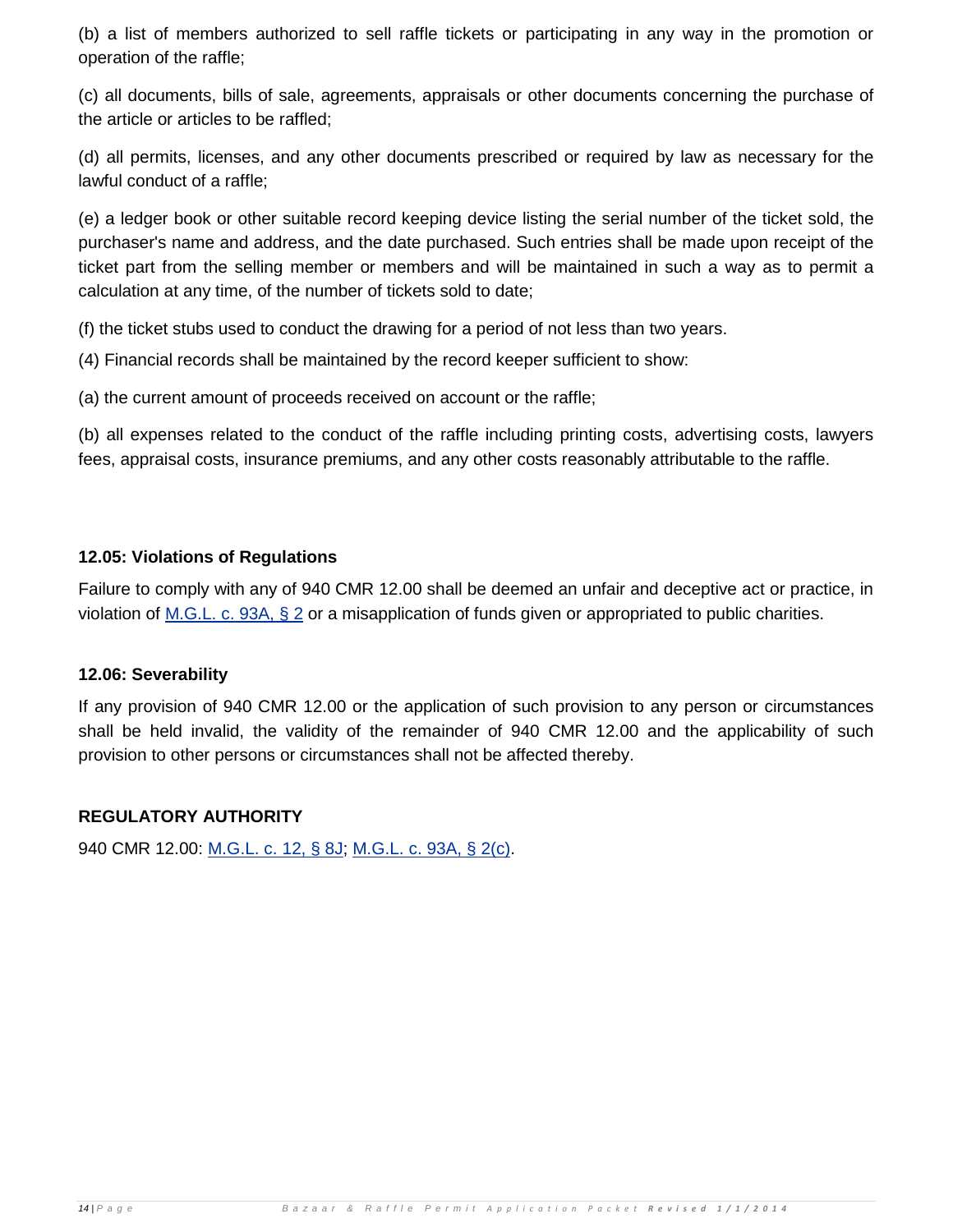(b) a list of members authorized to sell raffle tickets or participating in any way in the promotion or operation of the raffle;

(c) all documents, bills of sale, agreements, appraisals or other documents concerning the purchase of the article or articles to be raffled;

(d) all permits, licenses, and any other documents prescribed or required by law as necessary for the lawful conduct of a raffle;

(e) a ledger book or other suitable record keeping device listing the serial number of the ticket sold, the purchaser's name and address, and the date purchased. Such entries shall be made upon receipt of the ticket part from the selling member or members and will be maintained in such a way as to permit a calculation at any time, of the number of tickets sold to date;

(f) the ticket stubs used to conduct the drawing for a period of not less than two years.

(4) Financial records shall be maintained by the record keeper sufficient to show:

(a) the current amount of proceeds received on account or the raffle;

(b) all expenses related to the conduct of the raffle including printing costs, advertising costs, lawyers fees, appraisal costs, insurance premiums, and any other costs reasonably attributable to the raffle.

### 12.05: Violations of Regulations

Failure to comply with any of 940 CMR 12.00 shall be deemed an unfair and deceptive act or practice, in violation of M.G.L. c. 93A, § 2 or a misapplication of funds given or appropriated to public charities.

### 12.06: Severability

If any provision of 940 CMR 12.00 or the application of such provision to any person or circumstances shall be held invalid, the validity of the remainder of 940 CMR 12.00 and the applicability of such provision to other persons or circumstances shall not be affected thereby.

### REGULATORY AUTHORITY

940 CMR 12.00: M.G.L. c. 12, § 8J; M.G.L. c. 93A, § 2(c).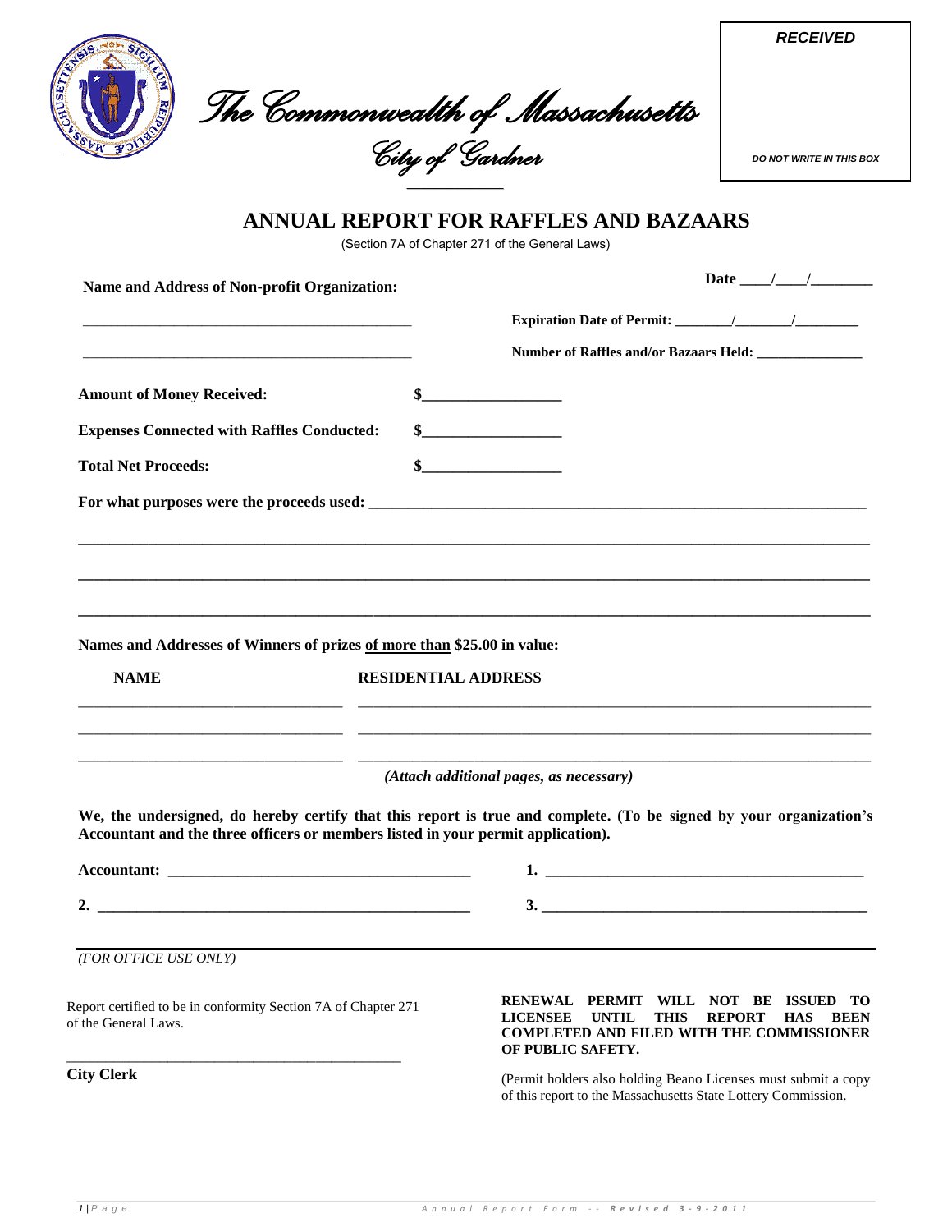The Commonwealth of Massachusetts

City of Gardner

**RECEIVED**

*DO NOT WRITE IN THIS BOX*

# ANNUAL REPORT FOR RAFFLES AND BAZAARS

(Section 7A of Chapter 271 of the General Laws)

**Name and Address of Non-profit Organization:**

**Date \_\_\_\_/\_\_\_\_/\_\_\_\_\_\_\_\_**

\_\_\_\_\_\_\_\_\_\_\_\_\_\_\_\_\_\_\_\_\_\_\_\_\_\_\_\_\_\_\_\_\_\_\_\_\_\_\_\_\_\_\_\_

\_\_\_\_\_\_\_\_\_\_\_\_\_\_\_\_\_\_\_\_\_\_\_\_\_\_\_\_\_\_\_\_\_\_\_\_\_\_\_\_\_\_\_\_

**Expiration Date of Permit: \_\_\_\_\_\_\_\_/\_\_\_\_\_\_\_\_/\_\_\_\_\_\_\_\_\_**

**Number of Raffles and/or Bazaars Held: \_\_\_\_\_\_\_\_\_\_\_\_\_\_\_**

**Amount of Money Received:** **$\_\_\_\_\_\_\_\_\_\_\_\_\_\_\_\_\_\_**

**Expenses Connected with Raffles Conducted:** **$\_\_\_\_\_\_\_\_\_\_\_\_\_\_\_\_\_\_**

**Total Net Proceeds:** **$\_\_\_\_\_\_\_\_\_\_\_\_\_\_\_\_\_\_**

**For what purposes were the proceeds used:** \_\_\_\_\_\_\_\_\_\_\_\_\_\_\_\_\_\_\_\_\_\_\_\_\_\_\_\_\_\_\_\_\_\_\_\_\_\_\_\_\_\_\_\_\_\_\_\_\_\_\_\_\_\_\_\_\_\_\_\_\_

\_\_\_\_\_\_\_\_\_\_\_\_\_\_\_\_\_\_\_\_\_\_\_\_\_\_\_\_\_\_\_\_\_\_\_\_\_\_\_\_\_\_\_\_\_\_\_\_\_\_\_\_\_\_\_\_\_\_\_\_\_\_\_\_\_\_\_\_\_\_\_\_\_\_\_\_\_\_\_\_\_\_\_\_\_\_\_\_\_\_\_\_

\_\_\_\_\_\_\_\_\_\_\_\_\_\_\_\_\_\_\_\_\_\_\_\_\_\_\_\_\_\_\_\_\_\_\_\_\_\_\_\_\_\_\_\_\_\_\_\_\_\_\_\_\_\_\_\_\_\_\_\_\_\_\_\_\_\_\_\_\_\_\_\_\_\_\_\_\_\_\_\_\_\_\_\_\_\_\_\_\_\_\_\_

\_\_\_\_\_\_\_\_\_\_\_\_\_\_\_\_\_\_\_\_\_\_\_\_\_\_\_\_\_\_\_\_\_\_\_\_\_\_\_\_\_\_\_\_\_\_\_\_\_\_\_\_\_\_\_\_\_\_\_\_\_\_\_\_\_\_\_\_\_\_\_\_\_\_\_\_\_\_\_\_\_\_\_\_\_\_\_\_\_\_\_\_

**Names and Addresses of Winners of prizes <u>of more than</u> $25.00 in value:**

| NAME | RESIDENTIAL ADDRESS |
|---|---|
| | |
| | |
| | |

*(Attach additional pages, as necessary)*

**We, the undersigned, do hereby certify that this report is true and complete. (To be signed by your organization's Accountant and the three officers or members listed in your permit application).**

**Accountant:** \_\_\_\_\_\_\_\_\_\_\_\_\_\_\_\_\_\_\_\_\_\_\_\_\_\_\_\_\_\_\_\_\_\_\_\_\_\_\_ **1.** \_\_\_\_\_\_\_\_\_\_\_\_\_\_\_\_\_\_\_\_\_\_\_\_\_\_\_\_\_\_\_\_\_\_\_\_\_\_\_\_\_\_

**2.** \_\_\_\_\_\_\_\_\_\_\_\_\_\_\_\_\_\_\_\_\_\_\_\_\_\_\_\_\_\_\_\_\_\_\_\_\_\_\_\_\_\_\_\_\_\_\_\_\_\_ **3.** \_\_\_\_\_\_\_\_\_\_\_\_\_\_\_\_\_\_\_\_\_\_\_\_\_\_\_\_\_\_\_\_\_\_\_\_\_\_\_\_\_\_

*(FOR OFFICE USE ONLY)*

Report certified to be in conformity Section 7A of Chapter 271 of the General Laws.

\_\_\_\_\_\_\_\_\_\_\_\_\_\_\_\_\_\_\_\_\_\_\_\_\_\_\_\_\_\_\_\_\_\_\_\_\_\_\_\_\_\_\_\_\_\_

**City Clerk**

**RENEWAL PERMIT WILL NOT BE ISSUED TO LICENSEE UNTIL THIS REPORT HAS BEEN COMPLETED AND FILED WITH THE COMMISSIONER OF PUBLIC SAFETY.**

(Permit holders also holding Beano Licenses must submit a copy of this report to the Massachusetts State Lottery Commission.)